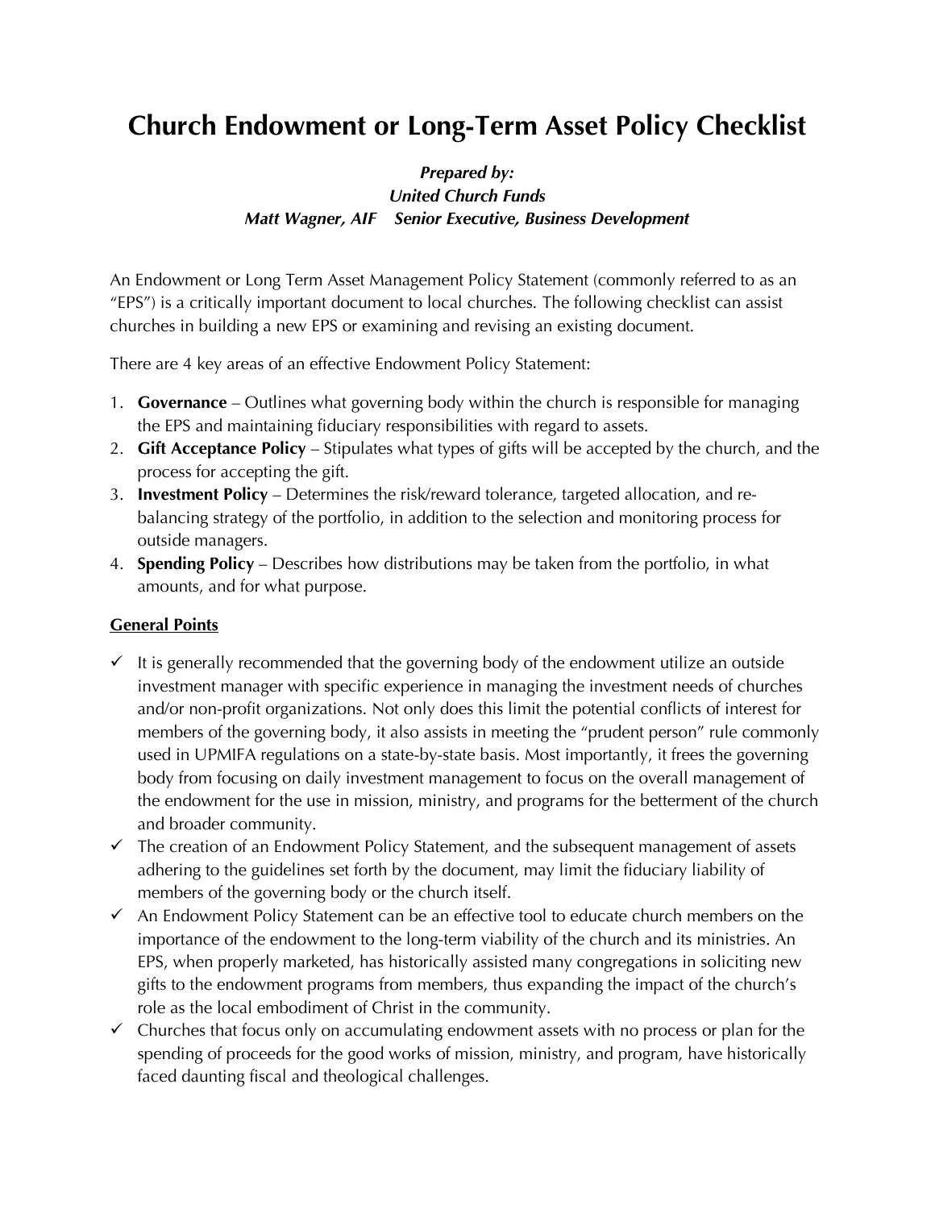# Church Endowment or Long-Term Asset Policy Checklist

***Prepared by:***
***United Church Funds***
***Matt Wagner, AIF Senior Executive, Business Development***

An Endowment or Long Term Asset Management Policy Statement (commonly referred to as an "EPS") is a critically important document to local churches. The following checklist can assist churches in building a new EPS or examining and revising an existing document.

There are 4 key areas of an effective Endowment Policy Statement:

1. **Governance** – Outlines what governing body within the church is responsible for managing the EPS and maintaining fiduciary responsibilities with regard to assets.
2. **Gift Acceptance Policy** – Stipulates what types of gifts will be accepted by the church, and the process for accepting the gift.
3. **Investment Policy** – Determines the risk/reward tolerance, targeted allocation, and re-balancing strategy of the portfolio, in addition to the selection and monitoring process for outside managers.
4. **Spending Policy** – Describes how distributions may be taken from the portfolio, in what amounts, and for what purpose.

## General Points

- ✓ It is generally recommended that the governing body of the endowment utilize an outside investment manager with specific experience in managing the investment needs of churches and/or non-profit organizations. Not only does this limit the potential conflicts of interest for members of the governing body, it also assists in meeting the "prudent person" rule commonly used in UPMIFA regulations on a state-by-state basis. Most importantly, it frees the governing body from focusing on daily investment management to focus on the overall management of the endowment for the use in mission, ministry, and programs for the betterment of the church and broader community.
- ✓ The creation of an Endowment Policy Statement, and the subsequent management of assets adhering to the guidelines set forth by the document, may limit the fiduciary liability of members of the governing body or the church itself.
- ✓ An Endowment Policy Statement can be an effective tool to educate church members on the importance of the endowment to the long-term viability of the church and its ministries. An EPS, when properly marketed, has historically assisted many congregations in soliciting new gifts to the endowment programs from members, thus expanding the impact of the church's role as the local embodiment of Christ in the community.
- ✓ Churches that focus only on accumulating endowment assets with no process or plan for the spending of proceeds for the good works of mission, ministry, and program, have historically faced daunting fiscal and theological challenges.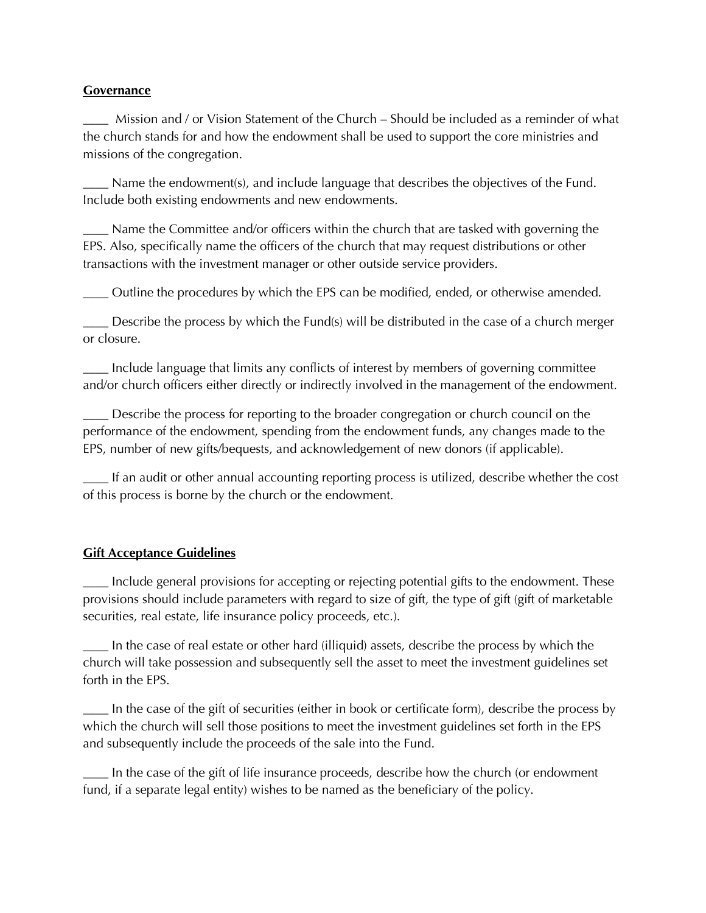**Governance**

____ Mission and / or Vision Statement of the Church – Should be included as a reminder of what the church stands for and how the endowment shall be used to support the core ministries and missions of the congregation.

____ Name the endowment(s), and include language that describes the objectives of the Fund. Include both existing endowments and new endowments.

____ Name the Committee and/or officers within the church that are tasked with governing the EPS. Also, specifically name the officers of the church that may request distributions or other transactions with the investment manager or other outside service providers.

____ Outline the procedures by which the EPS can be modified, ended, or otherwise amended.

____ Describe the process by which the Fund(s) will be distributed in the case of a church merger or closure.

____ Include language that limits any conflicts of interest by members of governing committee and/or church officers either directly or indirectly involved in the management of the endowment.

____ Describe the process for reporting to the broader congregation or church council on the performance of the endowment, spending from the endowment funds, any changes made to the EPS, number of new gifts/bequests, and acknowledgement of new donors (if applicable).

____ If an audit or other annual accounting reporting process is utilized, describe whether the cost of this process is borne by the church or the endowment.

**Gift Acceptance Guidelines**

____ Include general provisions for accepting or rejecting potential gifts to the endowment. These provisions should include parameters with regard to size of gift, the type of gift (gift of marketable securities, real estate, life insurance policy proceeds, etc.).

____ In the case of real estate or other hard (illiquid) assets, describe the process by which the church will take possession and subsequently sell the asset to meet the investment guidelines set forth in the EPS.

____ In the case of the gift of securities (either in book or certificate form), describe the process by which the church will sell those positions to meet the investment guidelines set forth in the EPS and subsequently include the proceeds of the sale into the Fund.

____ In the case of the gift of life insurance proceeds, describe how the church (or endowment fund, if a separate legal entity) wishes to be named as the beneficiary of the policy.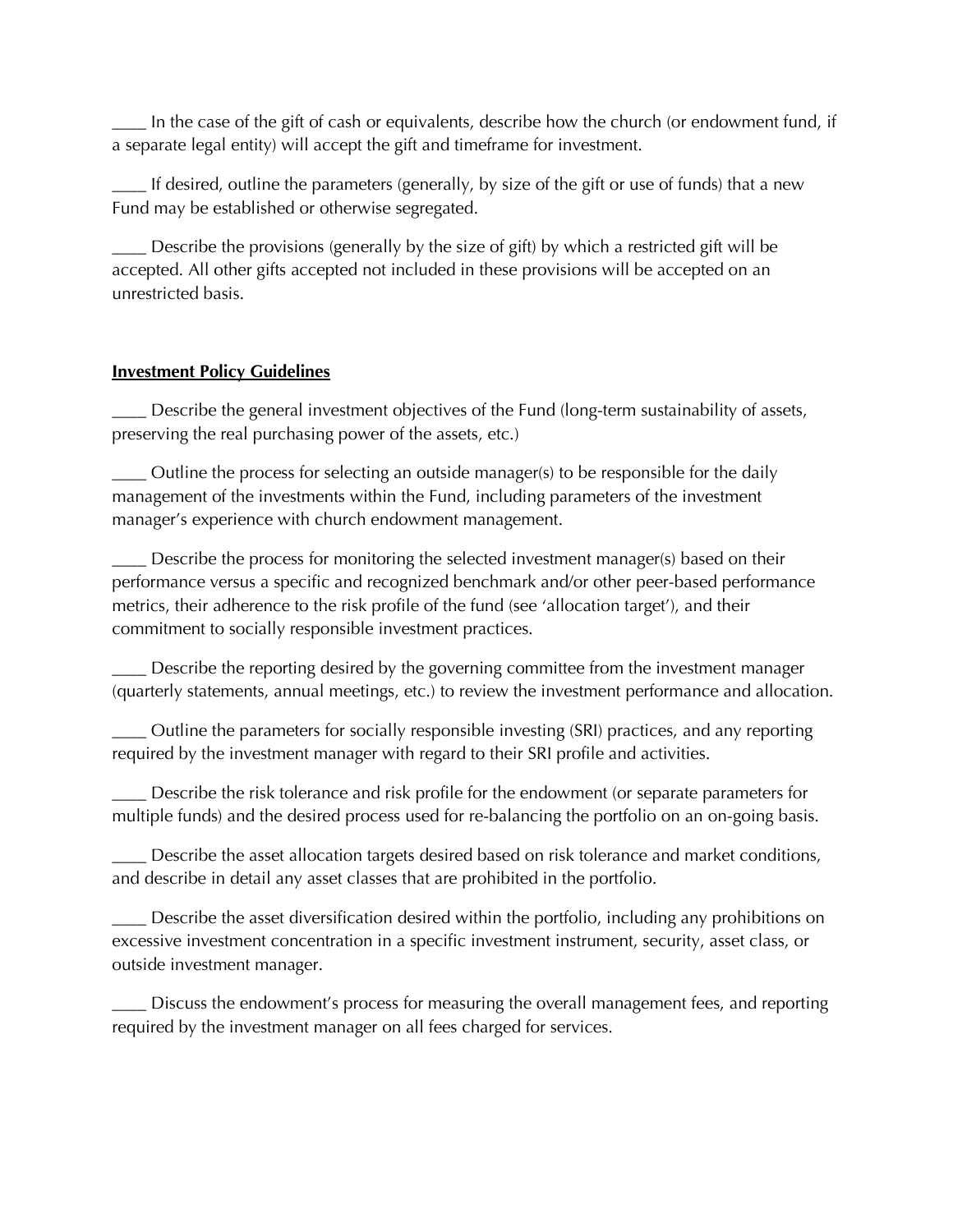____ In the case of the gift of cash or equivalents, describe how the church (or endowment fund, if a separate legal entity) will accept the gift and timeframe for investment.

____ If desired, outline the parameters (generally, by size of the gift or use of funds) that a new Fund may be established or otherwise segregated.

____ Describe the provisions (generally by the size of gift) by which a restricted gift will be accepted. All other gifts accepted not included in these provisions will be accepted on an unrestricted basis.

**<u>Investment Policy Guidelines</u>**

____ Describe the general investment objectives of the Fund (long-term sustainability of assets, preserving the real purchasing power of the assets, etc.)

____ Outline the process for selecting an outside manager(s) to be responsible for the daily management of the investments within the Fund, including parameters of the investment manager's experience with church endowment management.

____ Describe the process for monitoring the selected investment manager(s) based on their performance versus a specific and recognized benchmark and/or other peer-based performance metrics, their adherence to the risk profile of the fund (see 'allocation target'), and their commitment to socially responsible investment practices.

____ Describe the reporting desired by the governing committee from the investment manager (quarterly statements, annual meetings, etc.) to review the investment performance and allocation.

____ Outline the parameters for socially responsible investing (SRI) practices, and any reporting required by the investment manager with regard to their SRI profile and activities.

____ Describe the risk tolerance and risk profile for the endowment (or separate parameters for multiple funds) and the desired process used for re-balancing the portfolio on an on-going basis.

____ Describe the asset allocation targets desired based on risk tolerance and market conditions, and describe in detail any asset classes that are prohibited in the portfolio.

____ Describe the asset diversification desired within the portfolio, including any prohibitions on excessive investment concentration in a specific investment instrument, security, asset class, or outside investment manager.

____ Discuss the endowment's process for measuring the overall management fees, and reporting required by the investment manager on all fees charged for services.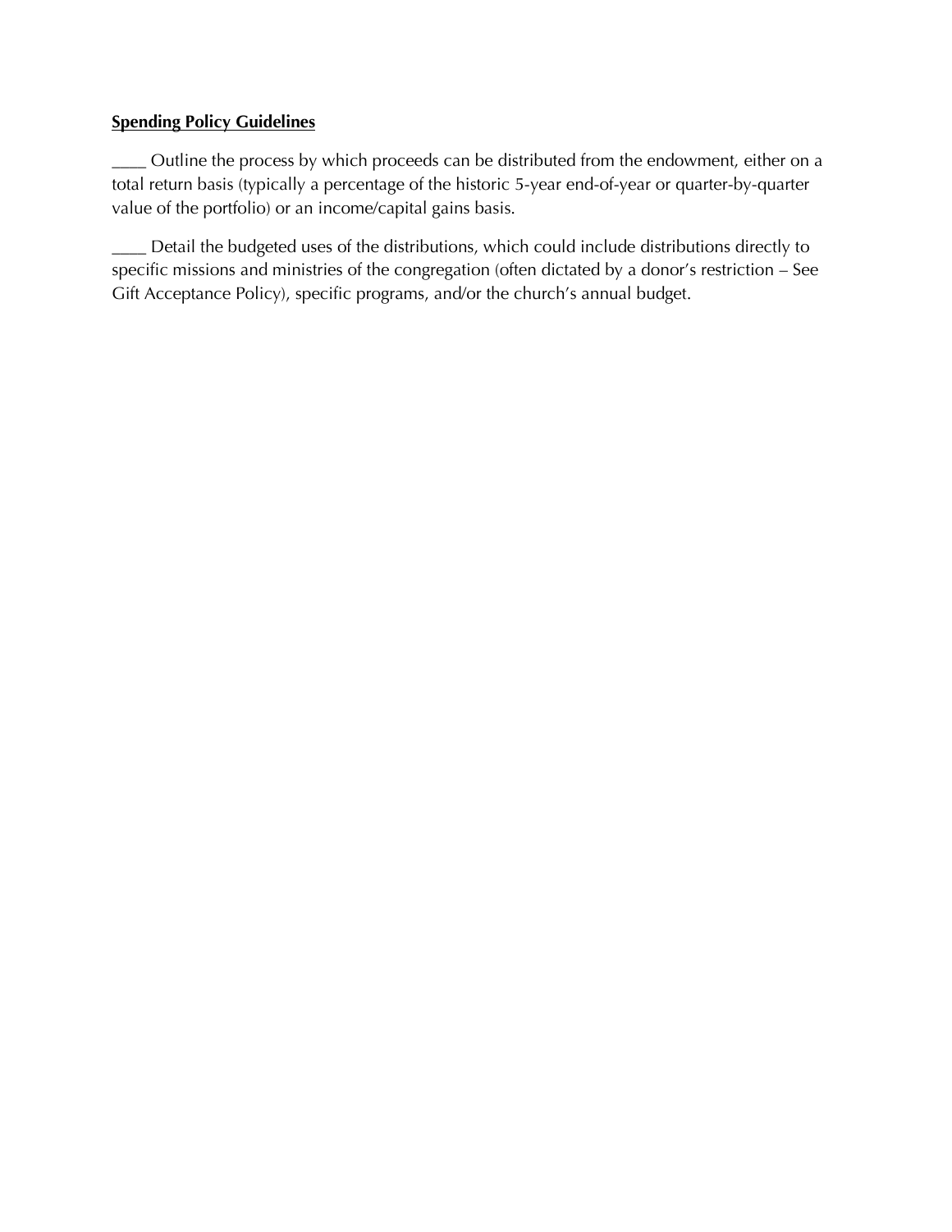**Spending Policy Guidelines**

____ Outline the process by which proceeds can be distributed from the endowment, either on a total return basis (typically a percentage of the historic 5-year end-of-year or quarter-by-quarter value of the portfolio) or an income/capital gains basis.

____ Detail the budgeted uses of the distributions, which could include distributions directly to specific missions and ministries of the congregation (often dictated by a donor's restriction – See Gift Acceptance Policy), specific programs, and/or the church's annual budget.